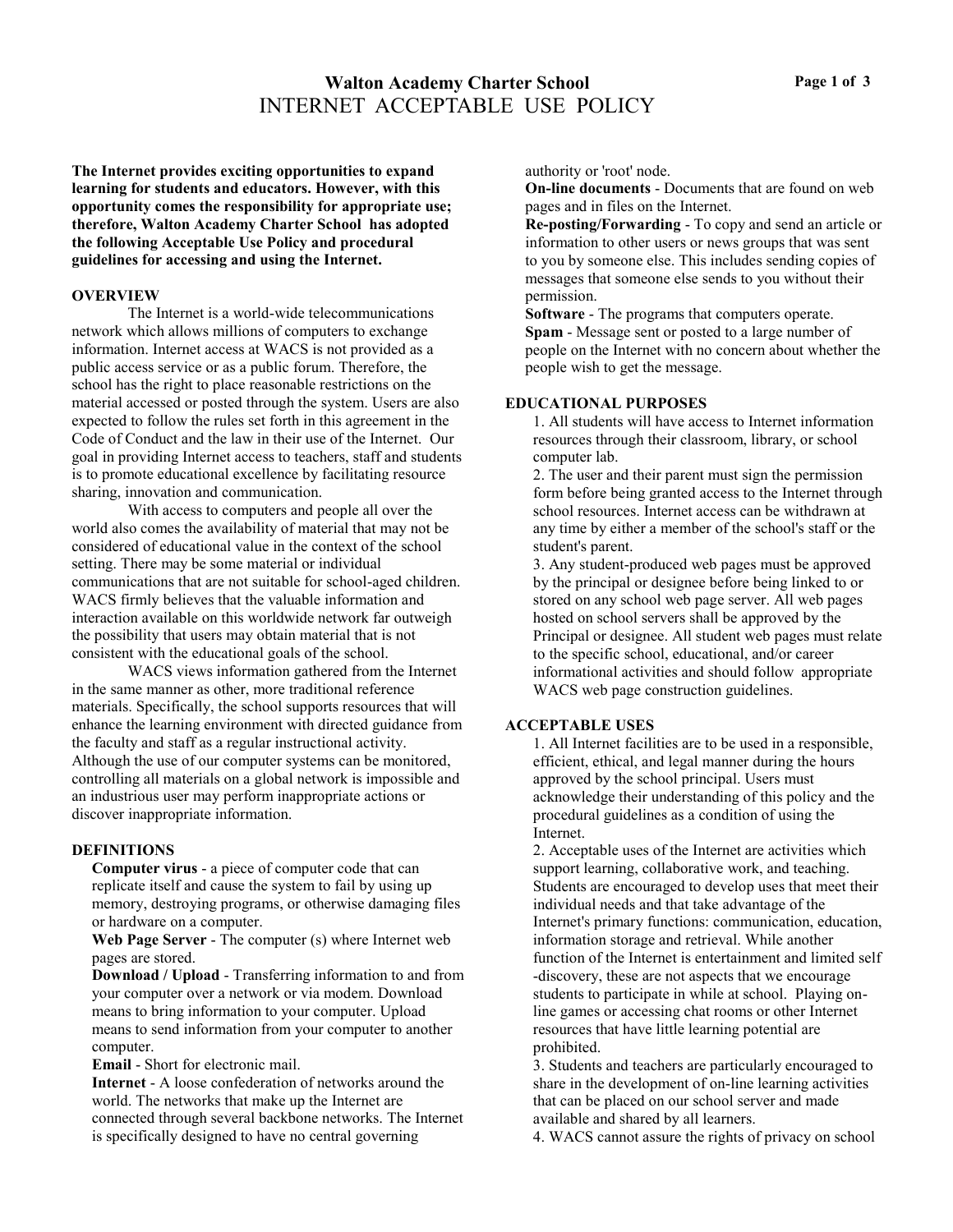# Walton Academy Charter School
## INTERNET ACCEPTABLE USE POLICY

**The Internet provides exciting opportunities to expand learning for students and educators. However, with this opportunity comes the responsibility for appropriate use; therefore, Walton Academy Charter School has adopted the following Acceptable Use Policy and procedural guidelines for accessing and using the Internet.**

### OVERVIEW

The Internet is a world-wide telecommunications network which allows millions of computers to exchange information. Internet access at WACS is not provided as a public access service or as a public forum. Therefore, the school has the right to place reasonable restrictions on the material accessed or posted through the system. Users are also expected to follow the rules set forth in this agreement in the Code of Conduct and the law in their use of the Internet. Our goal in providing Internet access to teachers, staff and students is to promote educational excellence by facilitating resource sharing, innovation and communication.

With access to computers and people all over the world also comes the availability of material that may not be considered of educational value in the context of the school setting. There may be some material or individual communications that are not suitable for school-aged children. WACS firmly believes that the valuable information and interaction available on this worldwide network far outweigh the possibility that users may obtain material that is not consistent with the educational goals of the school.

WACS views information gathered from the Internet in the same manner as other, more traditional reference materials. Specifically, the school supports resources that will enhance the learning environment with directed guidance from the faculty and staff as a regular instructional activity. Although the use of our computer systems can be monitored, controlling all materials on a global network is impossible and an industrious user may perform inappropriate actions or discover inappropriate information.

### DEFINITIONS

**Computer virus** - a piece of computer code that can replicate itself and cause the system to fail by using up memory, destroying programs, or otherwise damaging files or hardware on a computer.

**Web Page Server** - The computer (s) where Internet web pages are stored.

**Download / Upload** - Transferring information to and from your computer over a network or via modem. Download means to bring information to your computer. Upload means to send information from your computer to another computer.

**Email** - Short for electronic mail.

**Internet** - A loose confederation of networks around the world. The networks that make up the Internet are connected through several backbone networks. The Internet is specifically designed to have no central governing authority or 'root' node.

**On-line documents** - Documents that are found on web pages and in files on the Internet.

**Re-posting/Forwarding** - To copy and send an article or information to other users or news groups that was sent to you by someone else. This includes sending copies of messages that someone else sends to you without their permission.

**Software** - The programs that computers operate.

**Spam** - Message sent or posted to a large number of people on the Internet with no concern about whether the people wish to get the message.

### EDUCATIONAL PURPOSES

1. All students will have access to Internet information resources through their classroom, library, or school computer lab.
2. The user and their parent must sign the permission form before being granted access to the Internet through school resources. Internet access can be withdrawn at any time by either a member of the school's staff or the student's parent.
3. Any student-produced web pages must be approved by the principal or designee before being linked to or stored on any school web page server. All web pages hosted on school servers shall be approved by the Principal or designee. All student web pages must relate to the specific school, educational, and/or career informational activities and should follow appropriate WACS web page construction guidelines.

### ACCEPTABLE USES

1. All Internet facilities are to be used in a responsible, efficient, ethical, and legal manner during the hours approved by the school principal. Users must acknowledge their understanding of this policy and the procedural guidelines as a condition of using the Internet.
2. Acceptable uses of the Internet are activities which support learning, collaborative work, and teaching. Students are encouraged to develop uses that meet their individual needs and that take advantage of the Internet's primary functions: communication, education, information storage and retrieval. While another function of the Internet is entertainment and limited self -discovery, these are not aspects that we encourage students to participate in while at school. Playing on-line games or accessing chat rooms or other Internet resources that have little learning potential are prohibited.
3. Students and teachers are particularly encouraged to share in the development of on-line learning activities that can be placed on our school server and made available and shared by all learners.
4. WACS cannot assure the rights of privacy on school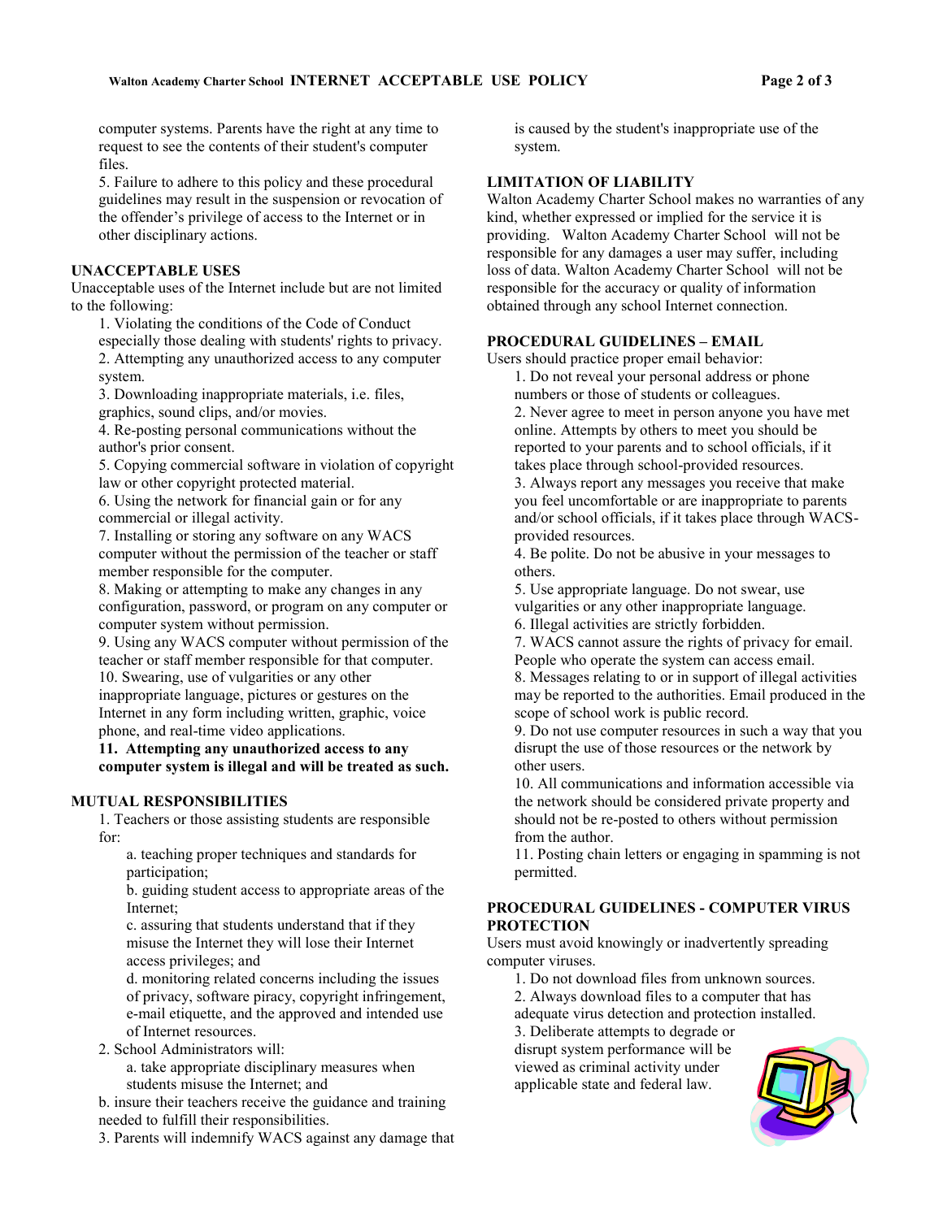computer systems. Parents have the right at any time to request to see the contents of their student's computer files.

5. Failure to adhere to this policy and these procedural guidelines may result in the suspension or revocation of the offender's privilege of access to the Internet or in other disciplinary actions.

## UNACCEPTABLE USES

Unacceptable uses of the Internet include but are not limited to the following:

1. Violating the conditions of the Code of Conduct especially those dealing with students' rights to privacy.
2. Attempting any unauthorized access to any computer system.
3. Downloading inappropriate materials, i.e. files, graphics, sound clips, and/or movies.
4. Re-posting personal communications without the author's prior consent.
5. Copying commercial software in violation of copyright law or other copyright protected material.
6. Using the network for financial gain or for any commercial or illegal activity.
7. Installing or storing any software on any WACS computer without the permission of the teacher or staff member responsible for the computer.
8. Making or attempting to make any changes in any configuration, password, or program on any computer or computer system without permission.
9. Using any WACS computer without permission of the teacher or staff member responsible for that computer.
10. Swearing, use of vulgarities or any other inappropriate language, pictures or gestures on the Internet in any form including written, graphic, voice phone, and real-time video applications.
11. **Attempting any unauthorized access to any computer system is illegal and will be treated as such.**

## MUTUAL RESPONSIBILITIES

1. Teachers or those assisting students are responsible for:
   a. teaching proper techniques and standards for participation;
   b. guiding student access to appropriate areas of the Internet;
   c. assuring that students understand that if they misuse the Internet they will lose their Internet access privileges; and
   d. monitoring related concerns including the issues of privacy, software piracy, copyright infringement, e-mail etiquette, and the approved and intended use of Internet resources.
2. School Administrators will:
   a. take appropriate disciplinary measures when students misuse the Internet; and
   b. insure their teachers receive the guidance and training needed to fulfill their responsibilities.
3. Parents will indemnify WACS against any damage that is caused by the student's inappropriate use of the system.

## LIMITATION OF LIABILITY

Walton Academy Charter School makes no warranties of any kind, whether expressed or implied for the service it is providing. Walton Academy Charter School will not be responsible for any damages a user may suffer, including loss of data. Walton Academy Charter School will not be responsible for the accuracy or quality of information obtained through any school Internet connection.

## PROCEDURAL GUIDELINES – EMAIL

Users should practice proper email behavior:

1. Do not reveal your personal address or phone numbers or those of students or colleagues.
2. Never agree to meet in person anyone you have met online. Attempts by others to meet you should be reported to your parents and to school officials, if it takes place through school-provided resources.
3. Always report any messages you receive that make you feel uncomfortable or are inappropriate to parents and/or school officials, if it takes place through WACS-provided resources.
4. Be polite. Do not be abusive in your messages to others.
5. Use appropriate language. Do not swear, use vulgarities or any other inappropriate language.
6. Illegal activities are strictly forbidden.
7. WACS cannot assure the rights of privacy for email. People who operate the system can access email.
8. Messages relating to or in support of illegal activities may be reported to the authorities. Email produced in the scope of school work is public record.
9. Do not use computer resources in such a way that you disrupt the use of those resources or the network by other users.
10. All communications and information accessible via the network should be considered private property and should not be re-posted to others without permission from the author.
11. Posting chain letters or engaging in spamming is not permitted.

## PROCEDURAL GUIDELINES - COMPUTER VIRUS PROTECTION

Users must avoid knowingly or inadvertently spreading computer viruses.

1. Do not download files from unknown sources.
2. Always download files to a computer that has adequate virus detection and protection installed.
3. Deliberate attempts to degrade or disrupt system performance will be viewed as criminal activity under applicable state and federal law.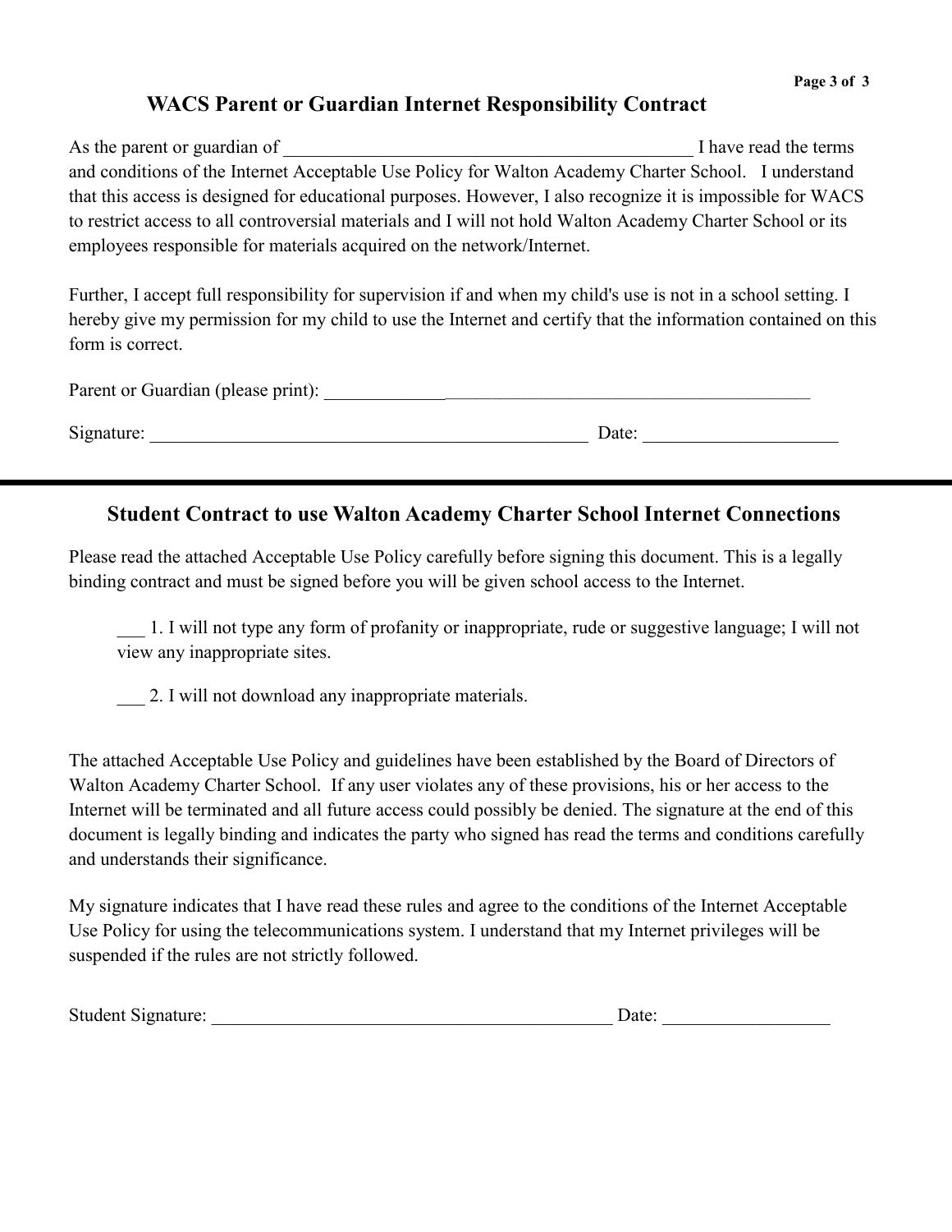## WACS Parent or Guardian Internet Responsibility Contract

As the parent or guardian of _______________________________________________ I have read the terms and conditions of the Internet Acceptable Use Policy for Walton Academy Charter School. I understand that this access is designed for educational purposes. However, I also recognize it is impossible for WACS to restrict access to all controversial materials and I will not hold Walton Academy Charter School or its employees responsible for materials acquired on the network/Internet.

Further, I accept full responsibility for supervision if and when my child's use is not in a school setting. I hereby give my permission for my child to use the Internet and certify that the information contained on this form is correct.

Parent or Guardian (please print): _______________________________________________________

Signature: __________________________________________________ Date: _____________________

---

## Student Contract to use Walton Academy Charter School Internet Connections

Please read the attached Acceptable Use Policy carefully before signing this document. This is a legally binding contract and must be signed before you will be given school access to the Internet.

___ 1. I will not type any form of profanity or inappropriate, rude or suggestive language; I will not view any inappropriate sites.

___ 2. I will not download any inappropriate materials.

The attached Acceptable Use Policy and guidelines have been established by the Board of Directors of Walton Academy Charter School. If any user violates any of these provisions, his or her access to the Internet will be terminated and all future access could possibly be denied. The signature at the end of this document is legally binding and indicates the party who signed has read the terms and conditions carefully and understands their significance.

My signature indicates that I have read these rules and agree to the conditions of the Internet Acceptable Use Policy for using the telecommunications system. I understand that my Internet privileges will be suspended if the rules are not strictly followed.

Student Signature: ______________________________________________ Date: __________________